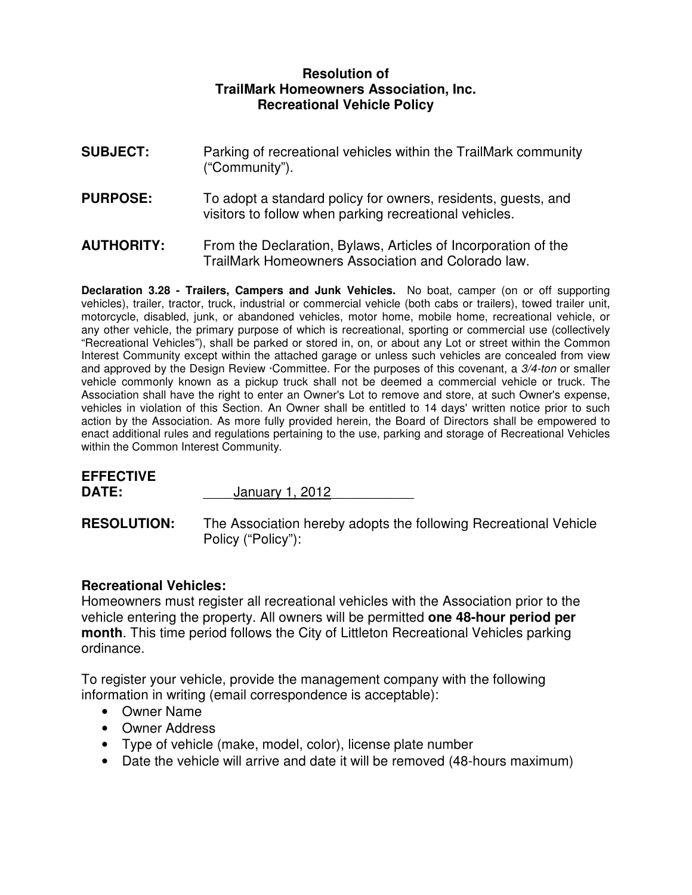**Resolution of**
**TrailMark Homeowners Association, Inc.**
**Recreational Vehicle Policy**

**SUBJECT:** Parking of recreational vehicles within the TrailMark community ("Community").

**PURPOSE:** To adopt a standard policy for owners, residents, guests, and visitors to follow when parking recreational vehicles.

**AUTHORITY:** From the Declaration, Bylaws, Articles of Incorporation of the TrailMark Homeowners Association and Colorado law.

**Declaration 3.28 - Trailers, Campers and Junk Vehicles.** No boat, camper (on or off supporting vehicles), trailer, tractor, truck, industrial or commercial vehicle (both cabs or trailers), towed trailer unit, motorcycle, disabled, junk, or abandoned vehicles, motor home, mobile home, recreational vehicle, or any other vehicle, the primary purpose of which is recreational, sporting or commercial use (collectively "Recreational Vehicles"), shall be parked or stored in, on, or about any Lot or street within the Common Interest Community except within the attached garage or unless such vehicles are concealed from view and approved by the Design Review ·Committee. For the purposes of this covenant, a *3/4-ton* or smaller vehicle commonly known as a pickup truck shall not be deemed a commercial vehicle or truck. The Association shall have the right to enter an Owner's Lot to remove and store, at such Owner's expense, vehicles in violation of this Section. An Owner shall be entitled to 14 days' written notice prior to such action by the Association. As more fully provided herein, the Board of Directors shall be empowered to enact additional rules and regulations pertaining to the use, parking and storage of Recreational Vehicles within the Common Interest Community.

**EFFECTIVE DATE:** January 1, 2012

**RESOLUTION:** The Association hereby adopts the following Recreational Vehicle Policy ("Policy"):

**Recreational Vehicles:**
Homeowners must register all recreational vehicles with the Association prior to the vehicle entering the property. All owners will be permitted **one 48-hour period per month**. This time period follows the City of Littleton Recreational Vehicles parking ordinance.

To register your vehicle, provide the management company with the following information in writing (email correspondence is acceptable):

- Owner Name
- Owner Address
- Type of vehicle (make, model, color), license plate number
- Date the vehicle will arrive and date it will be removed (48-hours maximum)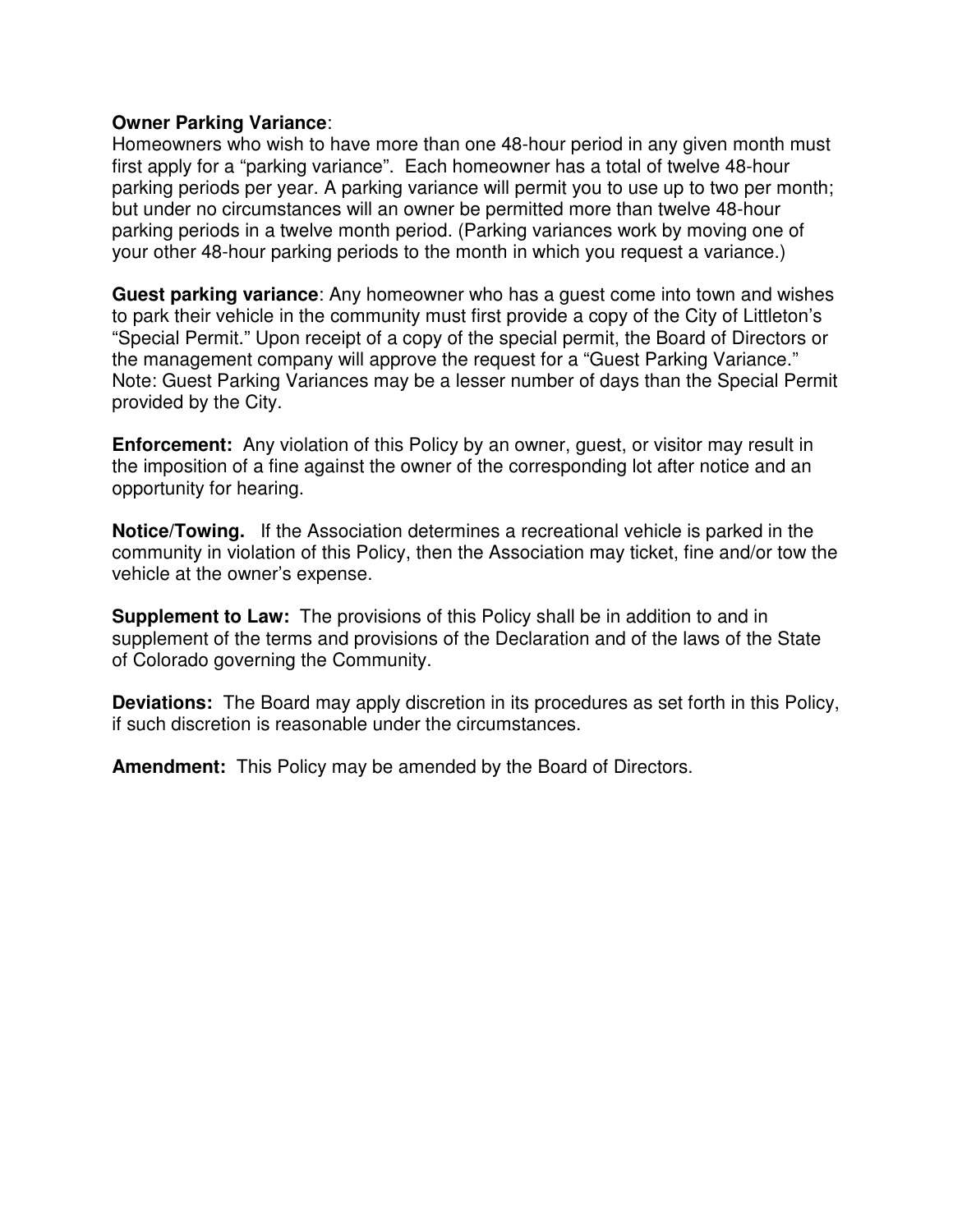**Owner Parking Variance**:
Homeowners who wish to have more than one 48-hour period in any given month must first apply for a "parking variance". Each homeowner has a total of twelve 48-hour parking periods per year. A parking variance will permit you to use up to two per month; but under no circumstances will an owner be permitted more than twelve 48-hour parking periods in a twelve month period. (Parking variances work by moving one of your other 48-hour parking periods to the month in which you request a variance.)

**Guest parking variance**: Any homeowner who has a guest come into town and wishes to park their vehicle in the community must first provide a copy of the City of Littleton's "Special Permit." Upon receipt of a copy of the special permit, the Board of Directors or the management company will approve the request for a "Guest Parking Variance." Note: Guest Parking Variances may be a lesser number of days than the Special Permit provided by the City.

**Enforcement:** Any violation of this Policy by an owner, guest, or visitor may result in the imposition of a fine against the owner of the corresponding lot after notice and an opportunity for hearing.

**Notice/Towing.** If the Association determines a recreational vehicle is parked in the community in violation of this Policy, then the Association may ticket, fine and/or tow the vehicle at the owner's expense.

**Supplement to Law:** The provisions of this Policy shall be in addition to and in supplement of the terms and provisions of the Declaration and of the laws of the State of Colorado governing the Community.

**Deviations:** The Board may apply discretion in its procedures as set forth in this Policy, if such discretion is reasonable under the circumstances.

**Amendment:** This Policy may be amended by the Board of Directors.